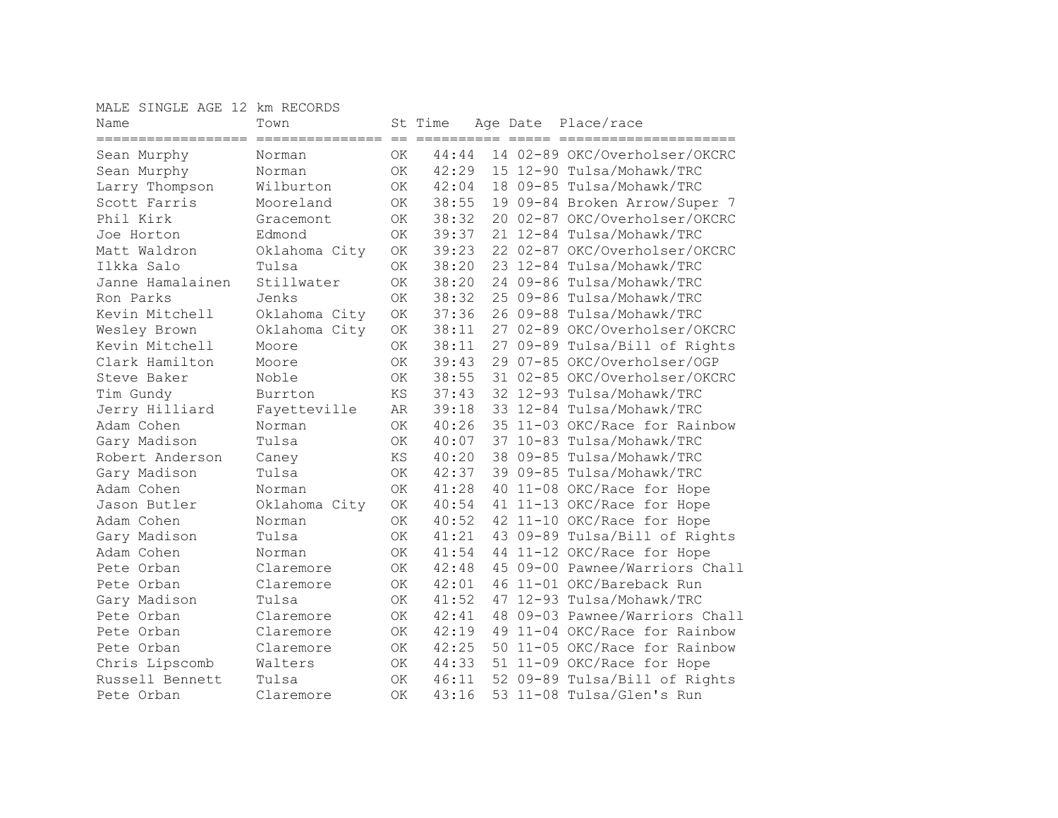MALE SINGLE AGE 12 km RECORDS

| Name | Town | St | Time | Age | Date | Place/race |
|---|---|---|---|---|---|---|
| Sean Murphy | Norman | OK | 44:44 | 14 | 02-89 | OKC/Overholser/OKCRC |
| Sean Murphy | Norman | OK | 42:29 | 15 | 12-90 | Tulsa/Mohawk/TRC |
| Larry Thompson | Wilburton | OK | 42:04 | 18 | 09-85 | Tulsa/Mohawk/TRC |
| Scott Farris | Mooreland | OK | 38:55 | 19 | 09-84 | Broken Arrow/Super 7 |
| Phil Kirk | Gracemont | OK | 38:32 | 20 | 02-87 | OKC/Overholser/OKCRC |
| Joe Horton | Edmond | OK | 39:37 | 21 | 12-84 | Tulsa/Mohawk/TRC |
| Matt Waldron | Oklahoma City | OK | 39:23 | 22 | 02-87 | OKC/Overholser/OKCRC |
| Ilkka Salo | Tulsa | OK | 38:20 | 23 | 12-84 | Tulsa/Mohawk/TRC |
| Janne Hamalainen | Stillwater | OK | 38:20 | 24 | 09-86 | Tulsa/Mohawk/TRC |
| Ron Parks | Jenks | OK | 38:32 | 25 | 09-86 | Tulsa/Mohawk/TRC |
| Kevin Mitchell | Oklahoma City | OK | 37:36 | 26 | 09-88 | Tulsa/Mohawk/TRC |
| Wesley Brown | Oklahoma City | OK | 38:11 | 27 | 02-89 | OKC/Overholser/OKCRC |
| Kevin Mitchell | Moore | OK | 38:11 | 27 | 09-89 | Tulsa/Bill of Rights |
| Clark Hamilton | Moore | OK | 39:43 | 29 | 07-85 | OKC/Overholser/OGP |
| Steve Baker | Noble | OK | 38:55 | 31 | 02-85 | OKC/Overholser/OKCRC |
| Tim Gundy | Burrton | KS | 37:43 | 32 | 12-93 | Tulsa/Mohawk/TRC |
| Jerry Hilliard | Fayetteville | AR | 39:18 | 33 | 12-84 | Tulsa/Mohawk/TRC |
| Adam Cohen | Norman | OK | 40:26 | 35 | 11-03 | OKC/Race for Rainbow |
| Gary Madison | Tulsa | OK | 40:07 | 37 | 10-83 | Tulsa/Mohawk/TRC |
| Robert Anderson | Caney | KS | 40:20 | 38 | 09-85 | Tulsa/Mohawk/TRC |
| Gary Madison | Tulsa | OK | 42:37 | 39 | 09-85 | Tulsa/Mohawk/TRC |
| Adam Cohen | Norman | OK | 41:28 | 40 | 11-08 | OKC/Race for Hope |
| Jason Butler | Oklahoma City | OK | 40:54 | 41 | 11-13 | OKC/Race for Hope |
| Adam Cohen | Norman | OK | 40:52 | 42 | 11-10 | OKC/Race for Hope |
| Gary Madison | Tulsa | OK | 41:21 | 43 | 09-89 | Tulsa/Bill of Rights |
| Adam Cohen | Norman | OK | 41:54 | 44 | 11-12 | OKC/Race for Hope |
| Pete Orban | Claremore | OK | 42:48 | 45 | 09-00 | Pawnee/Warriors Chall |
| Pete Orban | Claremore | OK | 42:01 | 46 | 11-01 | OKC/Bareback Run |
| Gary Madison | Tulsa | OK | 41:52 | 47 | 12-93 | Tulsa/Mohawk/TRC |
| Pete Orban | Claremore | OK | 42:41 | 48 | 09-03 | Pawnee/Warriors Chall |
| Pete Orban | Claremore | OK | 42:19 | 49 | 11-04 | OKC/Race for Rainbow |
| Pete Orban | Claremore | OK | 42:25 | 50 | 11-05 | OKC/Race for Rainbow |
| Chris Lipscomb | Walters | OK | 44:33 | 51 | 11-09 | OKC/Race for Hope |
| Russell Bennett | Tulsa | OK | 46:11 | 52 | 09-89 | Tulsa/Bill of Rights |
| Pete Orban | Claremore | OK | 43:16 | 53 | 11-08 | Tulsa/Glen's Run |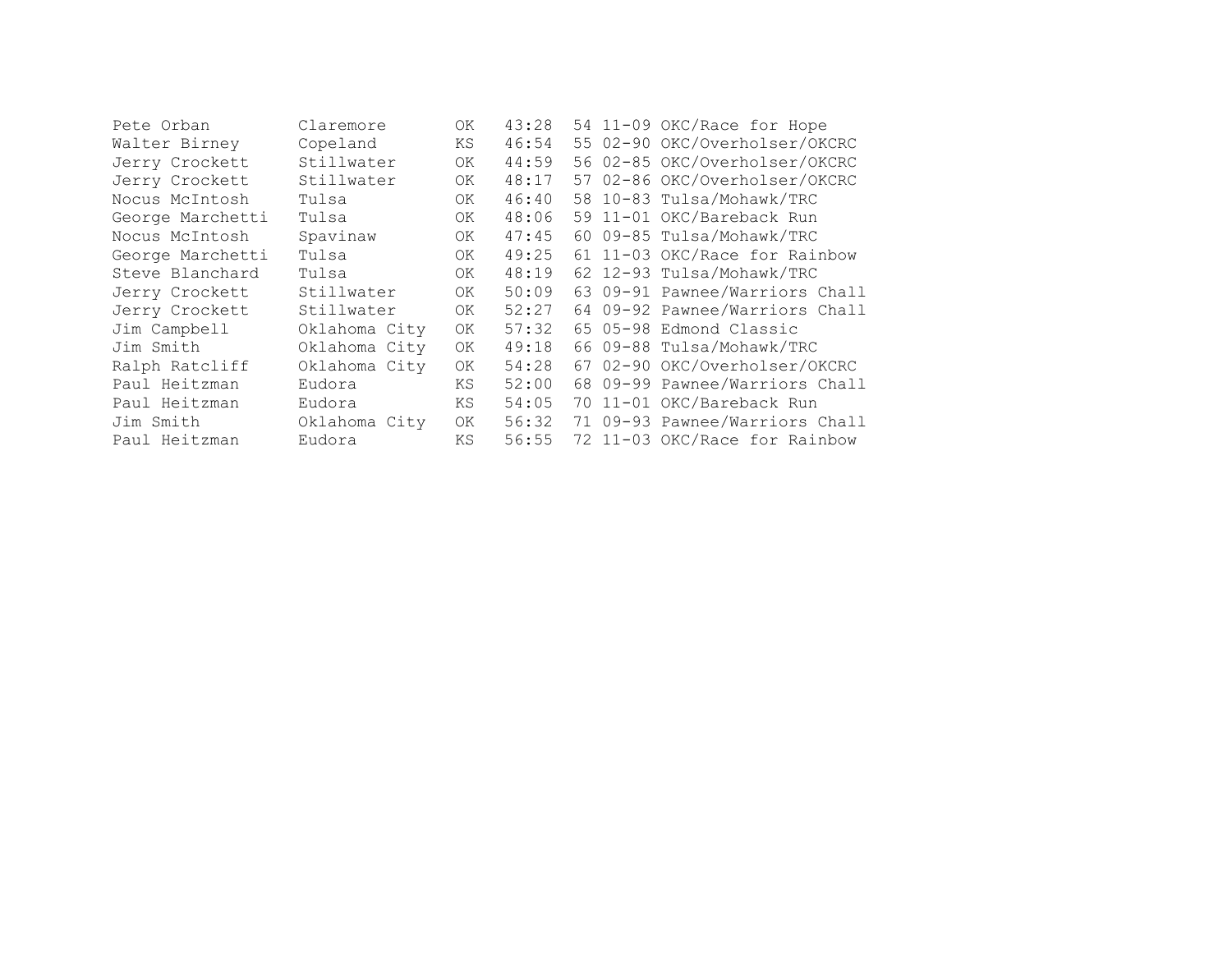| | | | | | | |
|---|---|---|---|---|---|---|
| Pete Orban | Claremore | OK | 43:28 | 54 | 11-09 | OKC/Race for Hope |
| Walter Birney | Copeland | KS | 46:54 | 55 | 02-90 | OKC/Overholser/OKCRC |
| Jerry Crockett | Stillwater | OK | 44:59 | 56 | 02-85 | OKC/Overholser/OKCRC |
| Jerry Crockett | Stillwater | OK | 48:17 | 57 | 02-86 | OKC/Overholser/OKCRC |
| Nocus McIntosh | Tulsa | OK | 46:40 | 58 | 10-83 | Tulsa/Mohawk/TRC |
| George Marchetti | Tulsa | OK | 48:06 | 59 | 11-01 | OKC/Bareback Run |
| Nocus McIntosh | Spavinaw | OK | 47:45 | 60 | 09-85 | Tulsa/Mohawk/TRC |
| George Marchetti | Tulsa | OK | 49:25 | 61 | 11-03 | OKC/Race for Rainbow |
| Steve Blanchard | Tulsa | OK | 48:19 | 62 | 12-93 | Tulsa/Mohawk/TRC |
| Jerry Crockett | Stillwater | OK | 50:09 | 63 | 09-91 | Pawnee/Warriors Chall |
| Jerry Crockett | Stillwater | OK | 52:27 | 64 | 09-92 | Pawnee/Warriors Chall |
| Jim Campbell | Oklahoma City | OK | 57:32 | 65 | 05-98 | Edmond Classic |
| Jim Smith | Oklahoma City | OK | 49:18 | 66 | 09-88 | Tulsa/Mohawk/TRC |
| Ralph Ratcliff | Oklahoma City | OK | 54:28 | 67 | 02-90 | OKC/Overholser/OKCRC |
| Paul Heitzman | Eudora | KS | 52:00 | 68 | 09-99 | Pawnee/Warriors Chall |
| Paul Heitzman | Eudora | KS | 54:05 | 70 | 11-01 | OKC/Bareback Run |
| Jim Smith | Oklahoma City | OK | 56:32 | 71 | 09-93 | Pawnee/Warriors Chall |
| Paul Heitzman | Eudora | KS | 56:55 | 72 | 11-03 | OKC/Race for Rainbow |